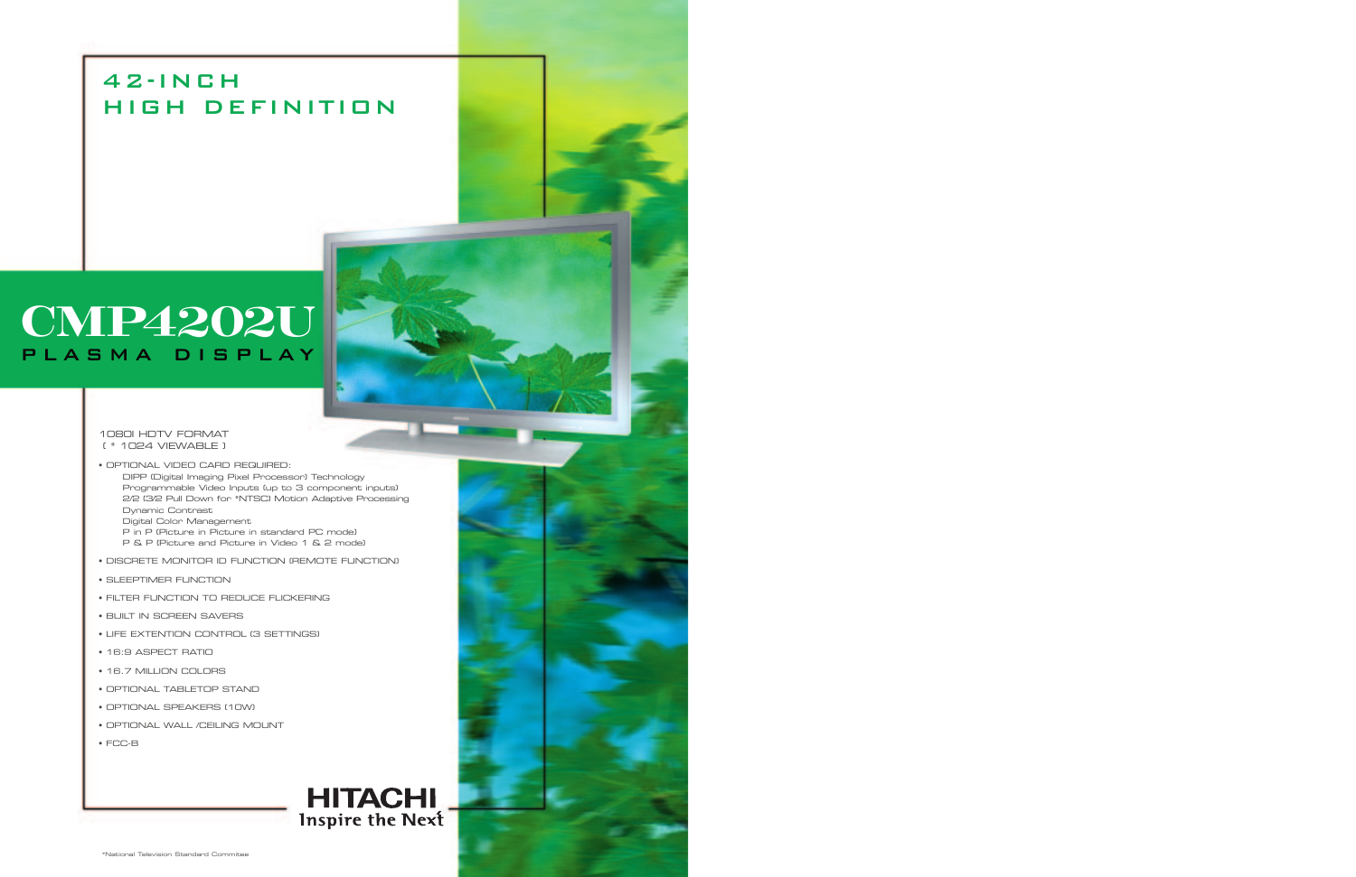# 42-INCH HIGH DEFINITION

# CMP4202U

## PLASMA DISPLAY

1080I HDTV FORMAT
[ * 1024 VIEWABLE ]

- OPTIONAL VIDEO CARD REQUIRED:
  - DIPP (Digital Imaging Pixel Processor) Technology
  - Programmable Video Inputs (up to 3 component inputs)
  - 2/2 (3/2 Pull Down for *NTSC) Motion Adaptive Processing
  - Dynamic Contrast
  - Digital Color Management
  - P in P (Picture in Picture in standard PC mode)
  - P & P (Picture and Picture in Video 1 & 2 mode)
- DISCRETE MONITOR ID FUNCTION (REMOTE FUNCTION)
- SLEEPTIMER FUNCTION
- FILTER FUNCTION TO REDUCE FLICKERING
- BUILT IN SCREEN SAVERS
- LIFE EXTENTION CONTROL (3 SETTINGS)
- 16:9 ASPECT RATIO
- 16.7 MILLION COLORS
- OPTIONAL TABLETOP STAND
- OPTIONAL SPEAKERS (10W)
- OPTIONAL WALL /CEILING MOUNT
- FCC-B

HITACHI
Inspire the Next

*National Television Standard Commitee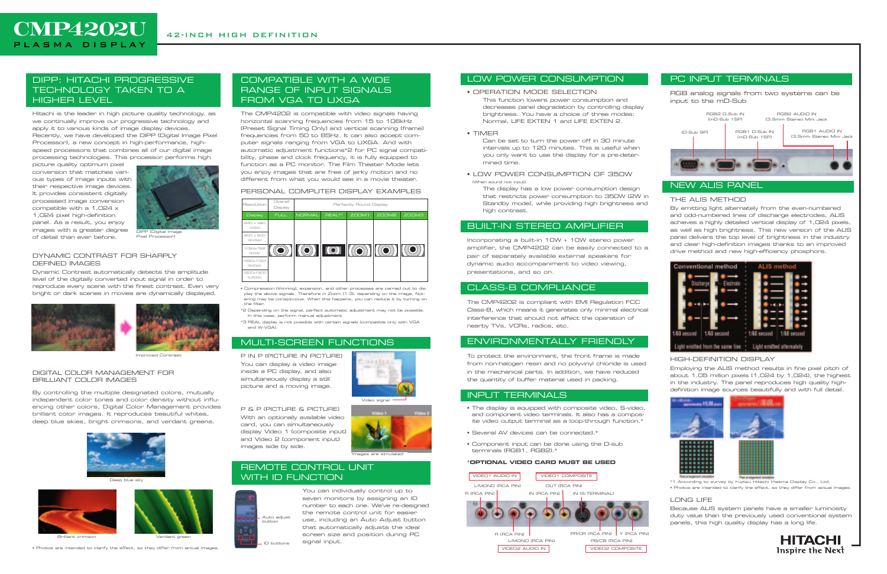# CMP4202U

PLASMA DISPLAY

42-INCH HIGH DEFINITION

## DIPP: HITACHI PROGRESSIVE TECHNOLOGY TAKEN TO A HIGHER LEVEL

Hitachi is the leader in high picture quality technology, as we continually improve our progressive technology and apply it to various kinds of image display devices. Recently, we have developed the DIPP (Digital Image Pixel Processor), a new concept in high-performance, high-speed processors that combines all of our digital image processing technologies. This processor performs high picture quality optimum pixel conversion that matches various types of image inputs with their respective image devices. It provides consistent digitally processed image conversion compatible with a 1,024 x 1,024 pixel high-definition panel. As a result, you enjoy images with a greater degree of detail than ever before.

DIPP (Digital Image Pixel Processor)

### DYNAMIC CONTRAST FOR SHARPLY DEFINED IMAGES

Dynamic Contrast automatically detects the amplitude level of the digitally converted input signal in order to reproduce every scene with the finest contrast. Even very bright or dark scenes in movies are dynamically displayed.

Improved Contrast

### DIGITAL COLOR MANAGEMENT FOR BRILLIANT COLOR IMAGES

By controlling the multiple designated colors, mutually independent color tones and color density without influencing other colors, Digital Color Management provides brilliant color images. It reproduces beautiful whites, deep blue skies, bright crimsons, and verdant greens.

Deep blue sky

Brilliant crimson

Verdant green

• Photos are intended to clarify the effect, so they differ from actual images.

## COMPATIBLE WITH A WIDE RANGE OF INPUT SIGNALS FROM VGA TO UXGA

The CMP4202 is compatible with video signals having horizontal scanning frequencies from 15 to 106kHz (Preset Signal Timing Only) and vertical scanning (frame) frequencies from 50 to 85Hz. It can also accept computer signals ranging from VGA to UXGA. And with automatic adjustment functions*2 for PC signal compatibility, phase and clock frequency, it is fully equipped to function as a PC monitor. The Film Theater Mode lets you enjoy images that are free of jerky motion and no different from what you would see in a movie theater.

### PERSONAL COMPUTER DISPLAY EXAMPLES

| Resolution | Overall Display | Perfectly Round Display | | | | |
|---|---|---|---|---|---|---|
| Display | FULL | NORMAL | REAL*3 | ZOOM1 | ZOOM2 | ZOOM3 |
| 640 x 480 (VGA) | | | | | | |
| 800 x 600 (SVGA) | | | | | | |
| 1024x768 (XGA) | | | | | | |
| 1280x1024 (SXGA) | | | | | | |
| 1600x1200 (UXGA) | | | | | | |

• Compression (thinning), expansion, and other processes are carried out to display the above signals. Therefore in Zoom (1-3), depending on the image, flickering may be conspicuous. When this happens, you can reduce it by turning on the filter.

*2 Depending on the signal, perfect automatic adjustment may not be possible. In this case, perform manual adjustment.

*3 REAL display is not possible with certain signals (compatible only with VGA and W-VGA).

## MULTI-SCREEN FUNCTIONS

P IN P (PICTURE IN PICTURE)
You can display a video image inside a PC display, and also simultaneously display a still picture and a moving image.

Video signal

P & P (PICTURE & PICTURE)
With an optionally available video card, you can simultaneously display Video 1 (composite input) and Video 2 (component input) images side by side.

Images are simulated

## REMOTE CONTROL UNIT WITH ID FUNCTION

Auto adjust button

ID buttons

You can individually control up to seven monitors by assigning an ID number to each one. We've re-designed the remote control unit for easier use, including an Auto Adjust button that automatically adjusts the ideal screen size and position during PC signal input.

## LOW POWER CONSUMPTION

• OPERATION MODE SELECTION
This function lowers power consumption and decreases panel degradation by controlling display brightness. You have a choice of three modes: Normal, LIFE EXTEN 1 and LIFE EXTEN 2.

• TIMER
Can be set to turn the power off in 30 minute intervals up to 120 minutes. This is useful when you only want to use the display for a pre-determined time.

• LOW POWER CONSUMPTION OF 350W
(When sound not input)
The display has a low power consumption design that restricts power consumption to 350W (2W in Standby mode), while providing high brightness and high contrast.

## BUILT-IN STEREO AMPLIFIER

Incorporating a built-in 10W + 10W stereo power amplifier, the CMP4202 can be easily connected to a pair of separately available external speakers for dynamic audio accompaniment to video viewing, presentations, and so on.

## CLASS-B COMPLIANCE

The CMP4202 is compliant with EMI Regulation FCC Class-B, which means it generates only minimal electrical interference that should not affect the operation of nearby TVs, VCRs, radios, etc.

## ENVIRONMENTALLY FRIENDLY

To protect the environment, the front frame is made from non-halogen resin and no polyvinyl chloride is used in the mechanical parts. In addition, we have reduced the quantity of buffer material used in packing.

## INPUT TERMINALS

• The display is equipped with composite video, S-video, and component video terminals. It also has a composite video output terminal as a loop-through function.*

• Several AV devices can be connected.*

• Component input can be done using the D-sub terminals (RGB1, RGB2).*

**\*OPTIONAL VIDEO CARD MUST BE USED**

VIDEO1 AUDIO IN: L/MONO (RCA PIN), R (RCA PIN)
VIDEO1 COMPOSITE: OUT (RCA PIN), IN (RCA PIN), IN (S-TERMINAL)
VIDEO2 AUDIO IN: R (RCA PIN), L/MONO (RCA PIN)
VIDEO2 COMPOSITE: PR/CR (RCA PIN), Y (RCA PIN), PB/CB (RCA PIN)

## PC INPUT TERMINALS

RGB analog signals from two systems can be input to the mD-Sub

RGB2 D-Sub IN (mD-Sub 15P)
RGB2 AUDIO IN (3.5mm Stereo Mini Jack)
(D-Sub 9P)
RGB1 D-Sub IN (mD-Sub 15P)
RGB1 AUDIO IN (3.5mm Stereo Mini Jack)

## NEW ALIS PANEL

### THE ALIS METHOD

By emitting light alternately from the even-numbered and odd-numbered lines of discharge electrodes, ALIS achieves a highly detailed vertical display of 1,024 pixels, as well as high brightness. This new version of the ALIS panel delivers the top level of brightness in the industry and clear high-definition images thanks to an improved drive method and new high-efficiency phosphors.

Conventional method | ALIS method
Discharge | Electrode
1/60 second | 1/60 second | 1/60 second | 1/60 second
Light emitted from the same line | Light emitted alternately

### HIGH-DEFINITION DISPLAY

Employing the ALIS method results in fine pixel pitch of about 1.05 million pixels (1,024 by 1,024), the highest in the industry. The panel reproduces high quality high-definition image sources beautifully and with full detail.

*1 According to survey by Fujitsu Hitachi Plasma Display Co., Ltd.
• Photos are intended to clarify the effect, so they differ from actual images.

### LONG LIFE

Because ALIS system panels have a smaller luminosity duty value than the previously used conventional system panels, this high quality display has a long life.

HITACHI
Inspire the Next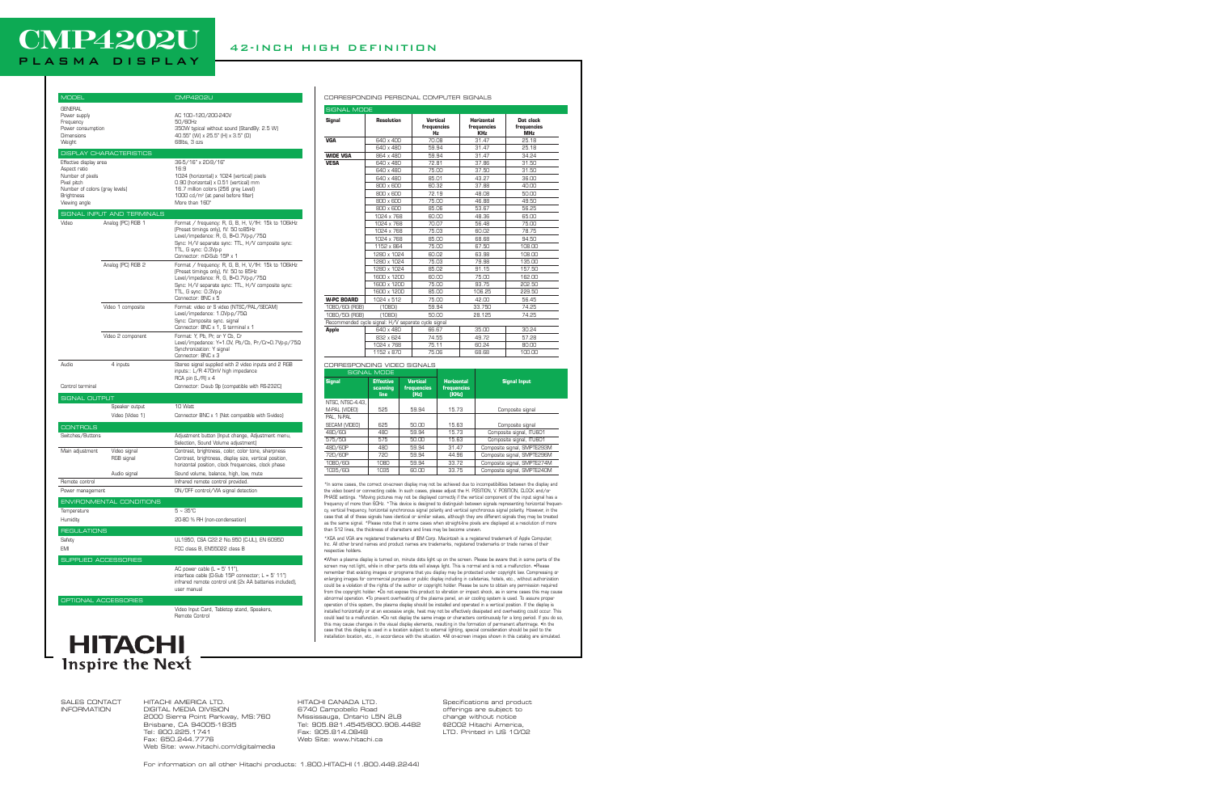# CMP4202U

## PLASMA DISPLAY

## 42-INCH HIGH DEFINITION

| MODEL | | CMP4202U |
|---|---|---|
| **GENERAL** | | |
| Power supply | | AC 100–120/200-240V |
| Frequency | | 50/60Hz |
| Power consumption | | 350W typical without sound (StandBy: 2.5 W) |
| Dimensions | | 40.55" (W) x 25.5" (H) x 3.5" (D) |
| Weight | | 68lbs, 3 ozs |
| **DISPLAY CHARACTERISTICS** | | |
| Effective display area | | 36.5/16" x 20.9/16" |
| Aspect ratio | | 16:9 |
| Number of pixels | | 1024 (horizontal) x 1024 (vertical) pixels |
| Pixel pitch | | 0.90 (horizontal) x 0.51 (vertical) mm |
| Number of colors (grey levels) | | 16.7 million colors (256 grey Level) |
| Brightness | | 1000 cd/m² (at panel before filter) |
| Viewing angle | | More than 160° |
| **SIGNAL INPUT AND TERMINALS** | | |
| Video | Analog (PC) RGB 1 | Format / frequency: R, G, B, H, V/fH: 15k to 106kHz (Preset timings only), fV: 50 to85Hz Level/impedance: R, G, B=0.7Vp-p/75Ω Sync: H/V separate sync: TTL, H/V composite sync: TTL, G sync: 0.3Vp-p Connector: mDSub 15P x 1 |
| | Analog (PC) RGB 2 | Format / frequency: R, G, B, H, V/fH: 15k to 106kHz (Preset timings only), fV: 50 to 85Hz Level/impedance: R, G, B=0.7Vp-p/75Ω Sync: H/V separate sync: TTL, H/V composite sync: TTL, G sync: 0.3Vp-p Connector: BNC x 5 |
| | Video 1 composite | Format: video or S video (NTSC/PAL/SECAM) Level/impedance: 1.0Vp-p/75Ω Sync: Composite sync. signal Connector: BNC x 1, S terminal x 1 |
| | Video 2 component | Format: Y, Pb, Pr, or Y Cb, Cr Level/impedance: Y=1.0V, Pb/Cb, Pr/Cr=0.7Vp-p/75Ω Synchronization: Y signal Connector: BNC x 3 |
| Audio | 4 inputs | Stereo signal supplied with 2 video inputs and 2 RGB inputs: L/R 470mV high impedance RCA pin (L/R) x 4 |
| Control terminal | | Connector: D-sub 9p (compatible with RS-232C) |
| **SIGNAL OUTPUT** | | |
| | Speaker output | 10 Watt |
| | Video (Video 1) | Connector BNC x 1 (Not compatible with Svideo) |
| **CONTROLS** | | |
| Switches/Buttons | | Adjustment button (Input change, Adjustment menu, Selection, Sound Volume adjustment) |
| Main adjustment | Video signal | Contrast, brightness, color, color tone, sharpness |
| | RGB signal | Contrast, brightness, display size, vertical position, horizontal position, clock frequencies, clock phase |
| | Audio signal | Sound volume, balance, high, low, mute |
| Remote control | | Infrared remote control provided. |
| Power management | | ON/OFF control/VIA signal detection |
| **ENVIRONMENTAL CONDITIONS** | | |
| Temperature | | 5 ~ 35°C |
| Humidity | | 20-80 % RH (non-condensation) |
| **REGULATIONS** | | |
| Safety | | UL1950, CSA C22.2 No.950 (C-UL), EN 60950 |
| EMI | | FCC class B, EN55022 class B |
| **SUPPLIED ACCESSORIES** | | |
| | | AC power cable (L = 5' 11"), interface cable (D-Sub 15P connector; L = 5' 11") infrared remote control unit (2x AA batteries included), user manual |
| **OPTIONAL ACCESSORIES** | | |
| | | Video Input Card, Tabletop stand, Speakers, Remote Control |

### CORRESPONDING PERSONAL COMPUTER SIGNALS

| Signal | Resolution | Vertical frequencies Hz | Horizontal frequencies KHz | Dot clock frequencies MHz |
|---|---|---|---|---|
| **VGA** | 640 x 400 | 70.08 | 31.47 | 25.18 |
| | 640 x 480 | 59.94 | 31.47 | 25.18 |
| **WIDE VGA** | 864 x 480 | 59.94 | 31.47 | 34.24 |
| **VESA** | 640 x 480 | 72.81 | 37.86 | 31.50 |
| | 640 x 480 | 75.00 | 37.50 | 31.50 |
| | 640 x 480 | 85.01 | 43.27 | 36.00 |
| | 800 x 600 | 60.32 | 37.88 | 40.00 |
| | 800 x 600 | 72.19 | 48.08 | 50.00 |
| | 800 x 600 | 75.00 | 46.88 | 49.50 |
| | 800 x 600 | 85.06 | 53.67 | 56.25 |
| | 1024 x 768 | 60.00 | 48.36 | 65.00 |
| | 1024 x 768 | 70.07 | 56.48 | 75.00 |
| | 1024 x 768 | 75.03 | 60.02 | 78.75 |
| | 1024 x 768 | 85.00 | 68.68 | 94.50 |
| | 1152 x 864 | 75.00 | 67.50 | 108.00 |
| | 1280 x 1024 | 60.02 | 63.98 | 108.00 |
| | 1280 x 1024 | 75.03 | 79.98 | 135.00 |
| | 1280 x 1024 | 85.02 | 91.15 | 157.50 |
| | 1600 x 1200 | 60.00 | 75.00 | 162.00 |
| | 1600 x 1200 | 75.00 | 93.75 | 202.50 |
| | 1600 x 1200 | 85.00 | 106.25 | 229.50 |
| **W-PC BOARD** | 1024 x 512 | 75.00 | 42.00 | 56.45 |
| 1080/60i (RGB) | (1080i) | 59.94 | 33.750 | 74.25 |
| 1080/50i (RGB) | (1080i) | 50.00 | 28.125 | 74.25 |
| Recommended cycle signal: H/V separate cycle signal | | | | |
| **Apple** | 640 x 480 | 66.67 | 35.00 | 30.24 |
| | 832 x 624 | 74.55 | 49.72 | 57.28 |
| | 1024 x 768 | 75.11 | 60.24 | 80.00 |
| | 1152 x 870 | 75.06 | 68.68 | 100.00 |

### CORRESPONDING VIDEO SIGNALS

| Signal | Effective scanning line | Vertical frequencies (Hz) | Horizontal frequencies (KHz) | Signal Input |
|---|---|---|---|---|
| NTSC, NTSC-4.43, M-PAL (VIDEO) | 525 | 59.94 | 15.73 | Composite signal |
| PAL, N-PAL SECAM (VIDEO) | 625 | 50.00 | 15.63 | Composite signal |
| 480/60i | 480 | 59.94 | 15.73 | Composite signal, ITU601 |
| 575/50i | 575 | 50.00 | 15.63 | Composite signal, ITU601 |
| 480/60P | 480 | 59.94 | 31.47 | Composite signal, SMPTE293M |
| 720/60P | 720 | 59.94 | 44.96 | Composite signal, SMPTE296M |
| 1080/60i | 1080 | 59.94 | 33.72 | Composite signal, SMPTE274M |
| 1035/60i | 1035 | 60.00 | 33.75 | Composite signal, SMPTE240M |

*In some cases, the correct on-screen display may not be achieved due to incompatibilities between the display and the video board or connecting cable. In such cases, please adjust the H. POSITION, V. POSITION, CLOCK and/or PHASE settings. *Moving pictures may not be displayed correctly if the vertical component of the input signal has a frequency of more than 60Hz. *This device is designed to distinguish between signals representing horizontal frequency, vertical frequency, horizontal synchronous signal polarity and vertical synchronous signal polarity. However, in the case that all of these signals have identical or similar values, although they are different signals they may be treated as the same signal. *Please note that in some cases when straight-line pixels are displayed at a resolution of more than 512 lines, the thickness of characters and lines may be become uneven.

*XGA and VGA are registered trademarks of IBM Corp. Macintosh is a registered trademark of Apple Computer, Inc. All other brand names and product names are trademarks, registered trademarks or trade names of their respective holders.

•When a plasma display is turned on, minute dots light up on the screen. Please be aware that in some parts of the screen may not light, while in other parts dots will always light. This is normal and is not a malfunction. •Please remember that existing images or programs that you display may be protected under copyright law. Compressing or enlarging images for commercial purposes or public display including in cafeterias, hotels, etc., without authorization could be a violation of the rights of the author or copyright holder. Please be sure to obtain any permission required from the copyright holder. •Do not expose this product to abrasion or impact shock, as in some cases this may cause abnormal operation. •To prevent overheating of the plasma panel, an air cooling system is used. To assure proper operation of this system, the plasma display should be installed and operated in a vertical position. If the display is installed horizontally or at an excessive angle, heat may not be effectively dissipated and overheating could occur. This could lead to a malfunction. •Do not display the same image or characters continuously for a long period. If you do so, this may cause changes in the visual display elements, resulting in the formation of permanent afterimage. •In the case that this display is used in a location subject to external lighting, special consideration should be paid to the installation location, etc., in accordance with the situation. •All on-screen images shown in this catalog are simulated.

**HITACHI**
Inspire the Next

SALES CONTACT INFORMATION

HITACHI AMERICA LTD.
DIGITAL MEDIA DIVISION
2000 Sierra Point Parkway, MS:760
Brisbane, CA 94005-1835
Tel: 800.225.1741
Fax: 650.244.7776
Web Site: www.hitachi.com/digitalmedia

HITACHI CANADA LTD.
6740 Campobello Road
Mississauga, Ontario L5N 2L8
Tel: 905.821.4545/800.906.4482
Fax: 905.814.0848
Web Site: www.hitachi.ca

Specifications and product offerings are subject to change without notice ©2002 Hitachi America, LTD. Printed in US 10/02

For information on all other Hitachi products: 1.800.HITACHI (1.800.448.2244)